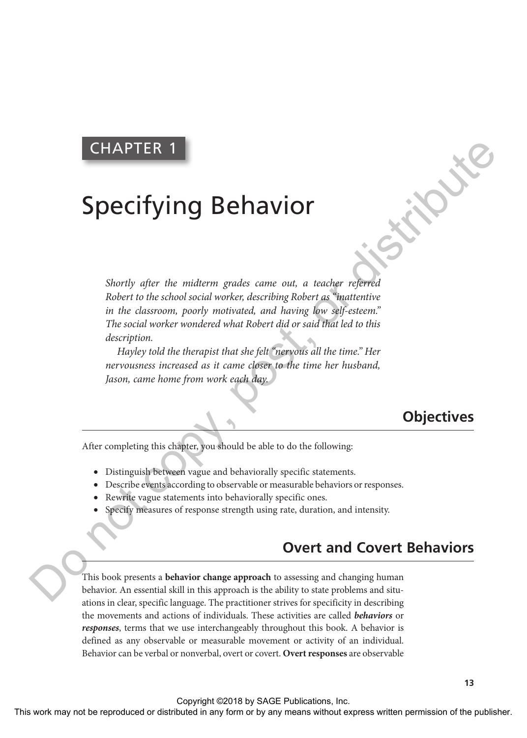CHAPTER 1

# Specifying Behavior

*Shortly after the midterm grades came out, a teacher referred Robert to the school social worker, describing Robert as "inattentive in the classroom, poorly motivated, and having low self-esteem." The social worker wondered what Robert did or said that led to this description.*

*Hayley told the therapist that she felt "nervous all the time." Her nervousness increased as it came closer to the time her husband, Jason, came home from work each day.*

## Objectives

After completing this chapter, you should be able to do the following:

- Distinguish between vague and behaviorally specific statements.
- Describe events according to observable or measurable behaviors or responses.
- Rewrite vague statements into behaviorally specific ones.
- Specify measures of response strength using rate, duration, and intensity.

## Overt and Covert Behaviors

This book presents a **behavior change approach** to assessing and changing human behavior. An essential skill in this approach is the ability to state problems and situations in clear, specific language. The practitioner strives for specificity in describing the movements and actions of individuals. These activities are called ***behaviors*** or ***responses***, terms that we use interchangeably throughout this book. A behavior is defined as any observable or measurable movement or activity of an individual. Behavior can be verbal or nonverbal, overt or covert. **Overt responses** are observable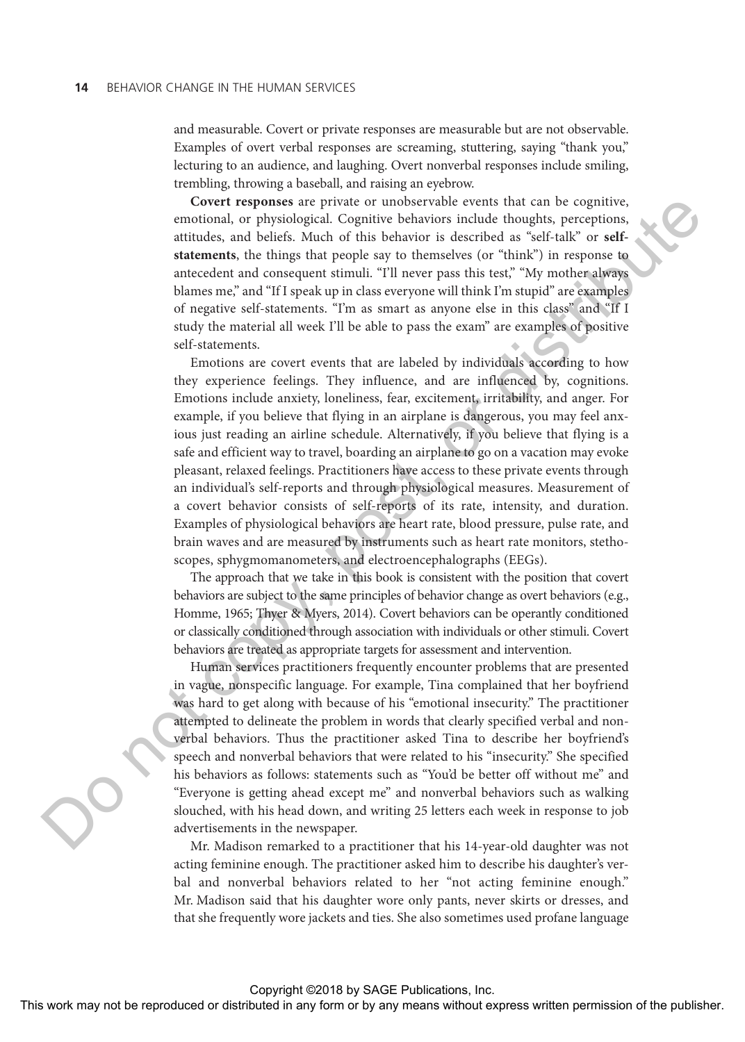and measurable. Covert or private responses are measurable but are not observable. Examples of overt verbal responses are screaming, stuttering, saying "thank you," lecturing to an audience, and laughing. Overt nonverbal responses include smiling, trembling, throwing a baseball, and raising an eyebrow.

**Covert responses** are private or unobservable events that can be cognitive, emotional, or physiological. Cognitive behaviors include thoughts, perceptions, attitudes, and beliefs. Much of this behavior is described as "self-talk" or **self-statements**, the things that people say to themselves (or "think") in response to antecedent and consequent stimuli. "I'll never pass this test," "My mother always blames me," and "If I speak up in class everyone will think I'm stupid" are examples of negative self-statements. "I'm as smart as anyone else in this class" and "If I study the material all week I'll be able to pass the exam" are examples of positive self-statements.

Emotions are covert events that are labeled by individuals according to how they experience feelings. They influence, and are influenced by, cognitions. Emotions include anxiety, loneliness, fear, excitement, irritability, and anger. For example, if you believe that flying in an airplane is dangerous, you may feel anxious just reading an airline schedule. Alternatively, if you believe that flying is a safe and efficient way to travel, boarding an airplane to go on a vacation may evoke pleasant, relaxed feelings. Practitioners have access to these private events through an individual's self-reports and through physiological measures. Measurement of a covert behavior consists of self-reports of its rate, intensity, and duration. Examples of physiological behaviors are heart rate, blood pressure, pulse rate, and brain waves and are measured by instruments such as heart rate monitors, stethoscopes, sphygmomanometers, and electroencephalographs (EEGs).

The approach that we take in this book is consistent with the position that covert behaviors are subject to the same principles of behavior change as overt behaviors (e.g., Homme, 1965; Thyer & Myers, 2014). Covert behaviors can be operantly conditioned or classically conditioned through association with individuals or other stimuli. Covert behaviors are treated as appropriate targets for assessment and intervention.

Human services practitioners frequently encounter problems that are presented in vague, nonspecific language. For example, Tina complained that her boyfriend was hard to get along with because of his "emotional insecurity." The practitioner attempted to delineate the problem in words that clearly specified verbal and nonverbal behaviors. Thus the practitioner asked Tina to describe her boyfriend's speech and nonverbal behaviors that were related to his "insecurity." She specified his behaviors as follows: statements such as "You'd be better off without me" and "Everyone is getting ahead except me" and nonverbal behaviors such as walking slouched, with his head down, and writing 25 letters each week in response to job advertisements in the newspaper.

Mr. Madison remarked to a practitioner that his 14-year-old daughter was not acting feminine enough. The practitioner asked him to describe his daughter's verbal and nonverbal behaviors related to her "not acting feminine enough." Mr. Madison said that his daughter wore only pants, never skirts or dresses, and that she frequently wore jackets and ties. She also sometimes used profane language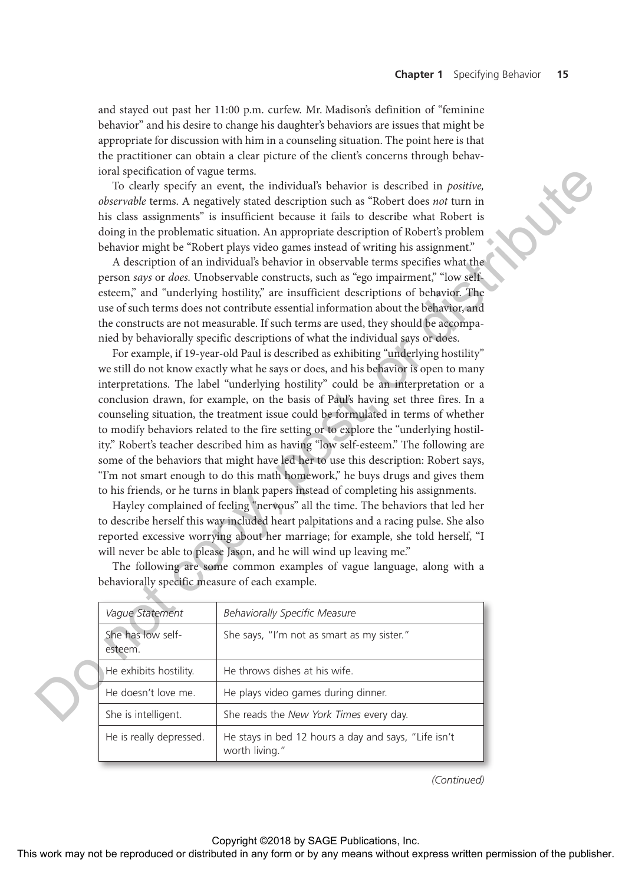and stayed out past her 11:00 p.m. curfew. Mr. Madison's definition of "feminine behavior" and his desire to change his daughter's behaviors are issues that might be appropriate for discussion with him in a counseling situation. The point here is that the practitioner can obtain a clear picture of the client's concerns through behavioral specification of vague terms.

To clearly specify an event, the individual's behavior is described in *positive, observable* terms. A negatively stated description such as "Robert does *not* turn in his class assignments" is insufficient because it fails to describe what Robert is doing in the problematic situation. An appropriate description of Robert's problem behavior might be "Robert plays video games instead of writing his assignment."

A description of an individual's behavior in observable terms specifies what the person *says* or *does.* Unobservable constructs, such as "ego impairment," "low self-esteem," and "underlying hostility," are insufficient descriptions of behavior. The use of such terms does not contribute essential information about the behavior, and the constructs are not measurable. If such terms are used, they should be accompanied by behaviorally specific descriptions of what the individual says or does.

For example, if 19-year-old Paul is described as exhibiting "underlying hostility" we still do not know exactly what he says or does, and his behavior is open to many interpretations. The label "underlying hostility" could be an interpretation or a conclusion drawn, for example, on the basis of Paul's having set three fires. In a counseling situation, the treatment issue could be formulated in terms of whether to modify behaviors related to the fire setting or to explore the "underlying hostility." Robert's teacher described him as having "low self-esteem." The following are some of the behaviors that might have led her to use this description: Robert says, "I'm not smart enough to do this math homework," he buys drugs and gives them to his friends, or he turns in blank papers instead of completing his assignments.

Hayley complained of feeling "nervous" all the time. The behaviors that led her to describe herself this way included heart palpitations and a racing pulse. She also reported excessive worrying about her marriage; for example, she told herself, "I will never be able to please Jason, and he will wind up leaving me."

The following are some common examples of vague language, along with a behaviorally specific measure of each example.

| *Vague Statement* | *Behaviorally Specific Measure* |
|---|---|
| She has low self-esteem. | She says, "I'm not as smart as my sister." |
| He exhibits hostility. | He throws dishes at his wife. |
| He doesn't love me. | He plays video games during dinner. |
| She is intelligent. | She reads the *New York Times* every day. |
| He is really depressed. | He stays in bed 12 hours a day and says, "Life isn't worth living." |

*(Continued)*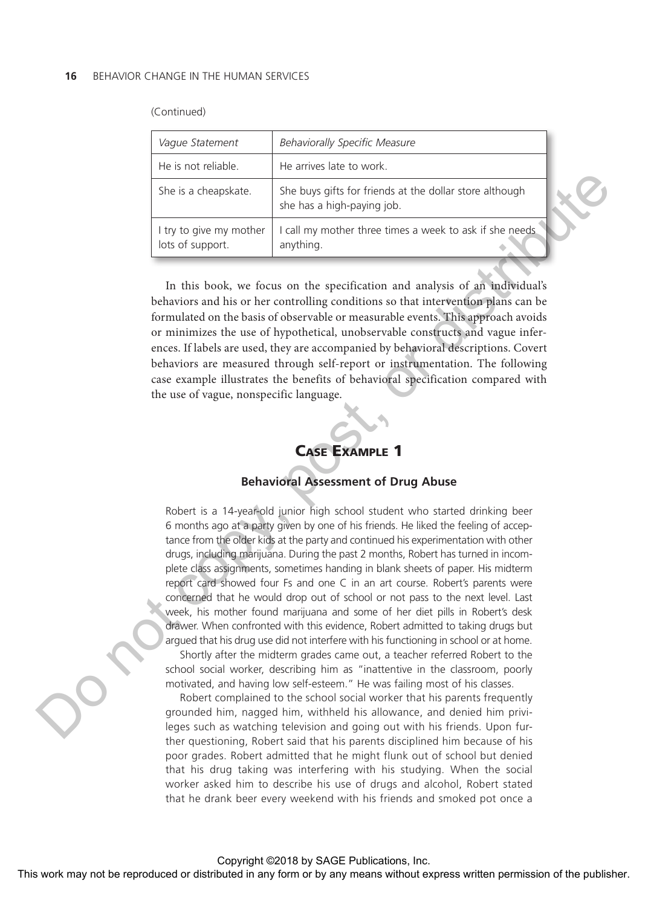(Continued)

| Vague Statement | Behaviorally Specific Measure |
|---|---|
| He is not reliable. | He arrives late to work. |
| She is a cheapskate. | She buys gifts for friends at the dollar store although she has a high-paying job. |
| I try to give my mother lots of support. | I call my mother three times a week to ask if she needs anything. |

In this book, we focus on the specification and analysis of an individual's behaviors and his or her controlling conditions so that intervention plans can be formulated on the basis of observable or measurable events. This approach avoids or minimizes the use of hypothetical, unobservable constructs and vague inferences. If labels are used, they are accompanied by behavioral descriptions. Covert behaviors are measured through self-report or instrumentation. The following case example illustrates the benefits of behavioral specification compared with the use of vague, nonspecific language.

## Case Example 1

### Behavioral Assessment of Drug Abuse

Robert is a 14-year-old junior high school student who started drinking beer 6 months ago at a party given by one of his friends. He liked the feeling of acceptance from the older kids at the party and continued his experimentation with other drugs, including marijuana. During the past 2 months, Robert has turned in incomplete class assignments, sometimes handing in blank sheets of paper. His midterm report card showed four Fs and one C in an art course. Robert's parents were concerned that he would drop out of school or not pass to the next level. Last week, his mother found marijuana and some of her diet pills in Robert's desk drawer. When confronted with this evidence, Robert admitted to taking drugs but argued that his drug use did not interfere with his functioning in school or at home.

Shortly after the midterm grades came out, a teacher referred Robert to the school social worker, describing him as "inattentive in the classroom, poorly motivated, and having low self-esteem." He was failing most of his classes.

Robert complained to the school social worker that his parents frequently grounded him, nagged him, withheld his allowance, and denied him privileges such as watching television and going out with his friends. Upon further questioning, Robert said that his parents disciplined him because of his poor grades. Robert admitted that he might flunk out of school but denied that his drug taking was interfering with his studying. When the social worker asked him to describe his use of drugs and alcohol, Robert stated that he drank beer every weekend with his friends and smoked pot once a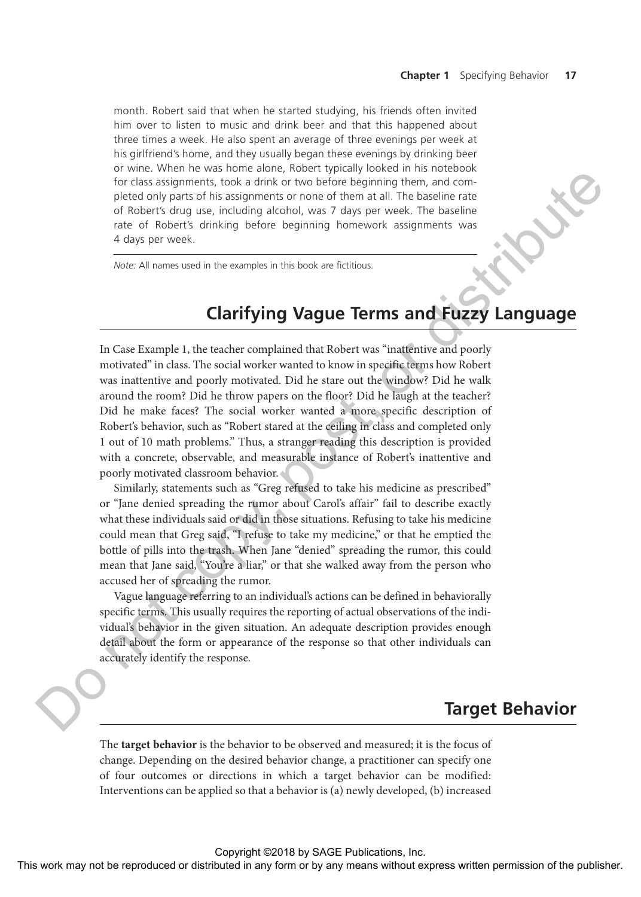month. Robert said that when he started studying, his friends often invited him over to listen to music and drink beer and that this happened about three times a week. He also spent an average of three evenings per week at his girlfriend's home, and they usually began these evenings by drinking beer or wine. When he was home alone, Robert typically looked in his notebook for class assignments, took a drink or two before beginning them, and completed only parts of his assignments or none of them at all. The baseline rate of Robert's drug use, including alcohol, was 7 days per week. The baseline rate of Robert's drinking before beginning homework assignments was 4 days per week.

*Note:* All names used in the examples in this book are fictitious.

## Clarifying Vague Terms and Fuzzy Language

In Case Example 1, the teacher complained that Robert was "inattentive and poorly motivated" in class. The social worker wanted to know in specific terms how Robert was inattentive and poorly motivated. Did he stare out the window? Did he walk around the room? Did he throw papers on the floor? Did he laugh at the teacher? Did he make faces? The social worker wanted a more specific description of Robert's behavior, such as "Robert stared at the ceiling in class and completed only 1 out of 10 math problems." Thus, a stranger reading this description is provided with a concrete, observable, and measurable instance of Robert's inattentive and poorly motivated classroom behavior.

Similarly, statements such as "Greg refused to take his medicine as prescribed" or "Jane denied spreading the rumor about Carol's affair" fail to describe exactly what these individuals said or did in those situations. Refusing to take his medicine could mean that Greg said, "I refuse to take my medicine," or that he emptied the bottle of pills into the trash. When Jane "denied" spreading the rumor, this could mean that Jane said, "You're a liar," or that she walked away from the person who accused her of spreading the rumor.

Vague language referring to an individual's actions can be defined in behaviorally specific terms. This usually requires the reporting of actual observations of the individual's behavior in the given situation. An adequate description provides enough detail about the form or appearance of the response so that other individuals can accurately identify the response.

## Target Behavior

The **target behavior** is the behavior to be observed and measured; it is the focus of change. Depending on the desired behavior change, a practitioner can specify one of four outcomes or directions in which a target behavior can be modified: Interventions can be applied so that a behavior is (a) newly developed, (b) increased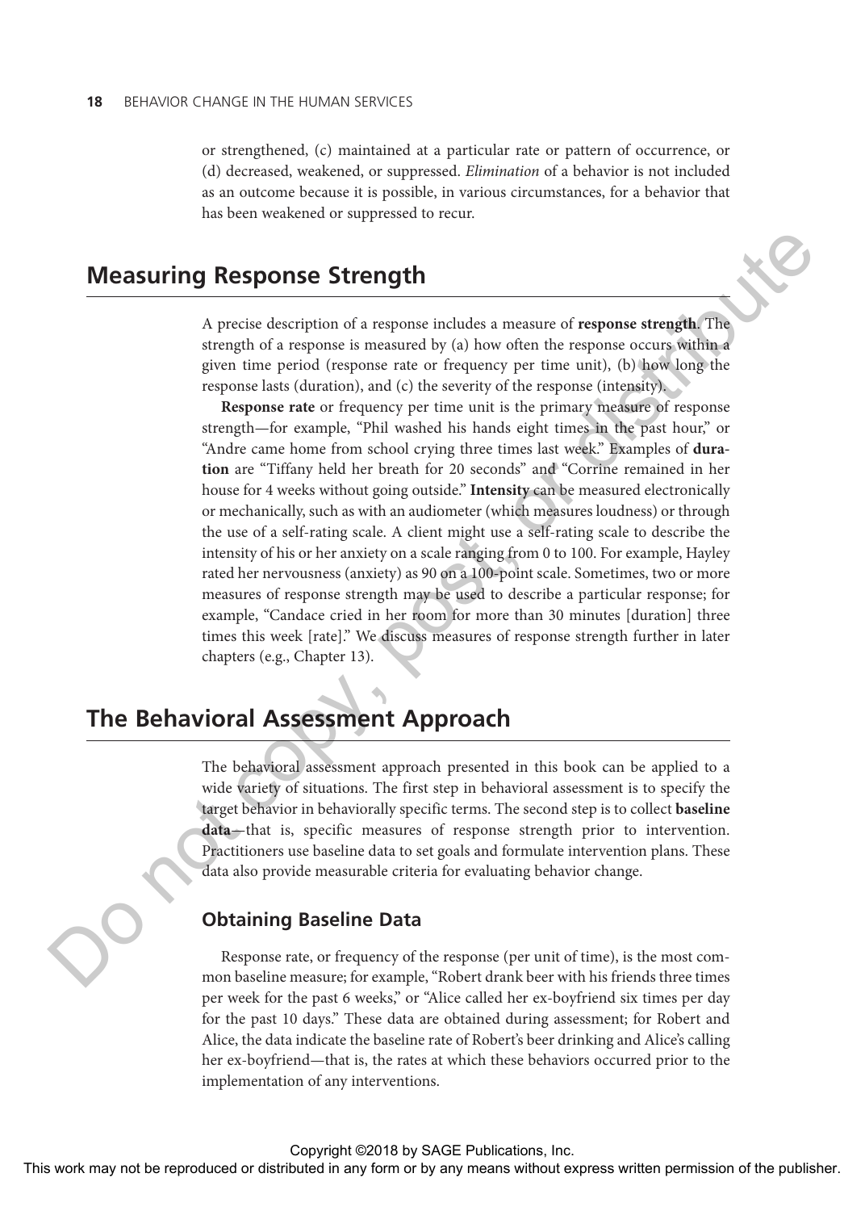or strengthened, (c) maintained at a particular rate or pattern of occurrence, or (d) decreased, weakened, or suppressed. *Elimination* of a behavior is not included as an outcome because it is possible, in various circumstances, for a behavior that has been weakened or suppressed to recur.

## Measuring Response Strength

A precise description of a response includes a measure of **response strength**. The strength of a response is measured by (a) how often the response occurs within a given time period (response rate or frequency per time unit), (b) how long the response lasts (duration), and (c) the severity of the response (intensity).

**Response rate** or frequency per time unit is the primary measure of response strength—for example, "Phil washed his hands eight times in the past hour," or "Andre came home from school crying three times last week." Examples of **duration** are "Tiffany held her breath for 20 seconds" and "Corrine remained in her house for 4 weeks without going outside." **Intensity** can be measured electronically or mechanically, such as with an audiometer (which measures loudness) or through the use of a self-rating scale. A client might use a self-rating scale to describe the intensity of his or her anxiety on a scale ranging from 0 to 100. For example, Hayley rated her nervousness (anxiety) as 90 on a 100-point scale. Sometimes, two or more measures of response strength may be used to describe a particular response; for example, "Candace cried in her room for more than 30 minutes [duration] three times this week [rate]." We discuss measures of response strength further in later chapters (e.g., Chapter 13).

## The Behavioral Assessment Approach

The behavioral assessment approach presented in this book can be applied to a wide variety of situations. The first step in behavioral assessment is to specify the target behavior in behaviorally specific terms. The second step is to collect **baseline data**—that is, specific measures of response strength prior to intervention. Practitioners use baseline data to set goals and formulate intervention plans. These data also provide measurable criteria for evaluating behavior change.

### Obtaining Baseline Data

Response rate, or frequency of the response (per unit of time), is the most common baseline measure; for example, "Robert drank beer with his friends three times per week for the past 6 weeks," or "Alice called her ex-boyfriend six times per day for the past 10 days." These data are obtained during assessment; for Robert and Alice, the data indicate the baseline rate of Robert's beer drinking and Alice's calling her ex-boyfriend—that is, the rates at which these behaviors occurred prior to the implementation of any interventions.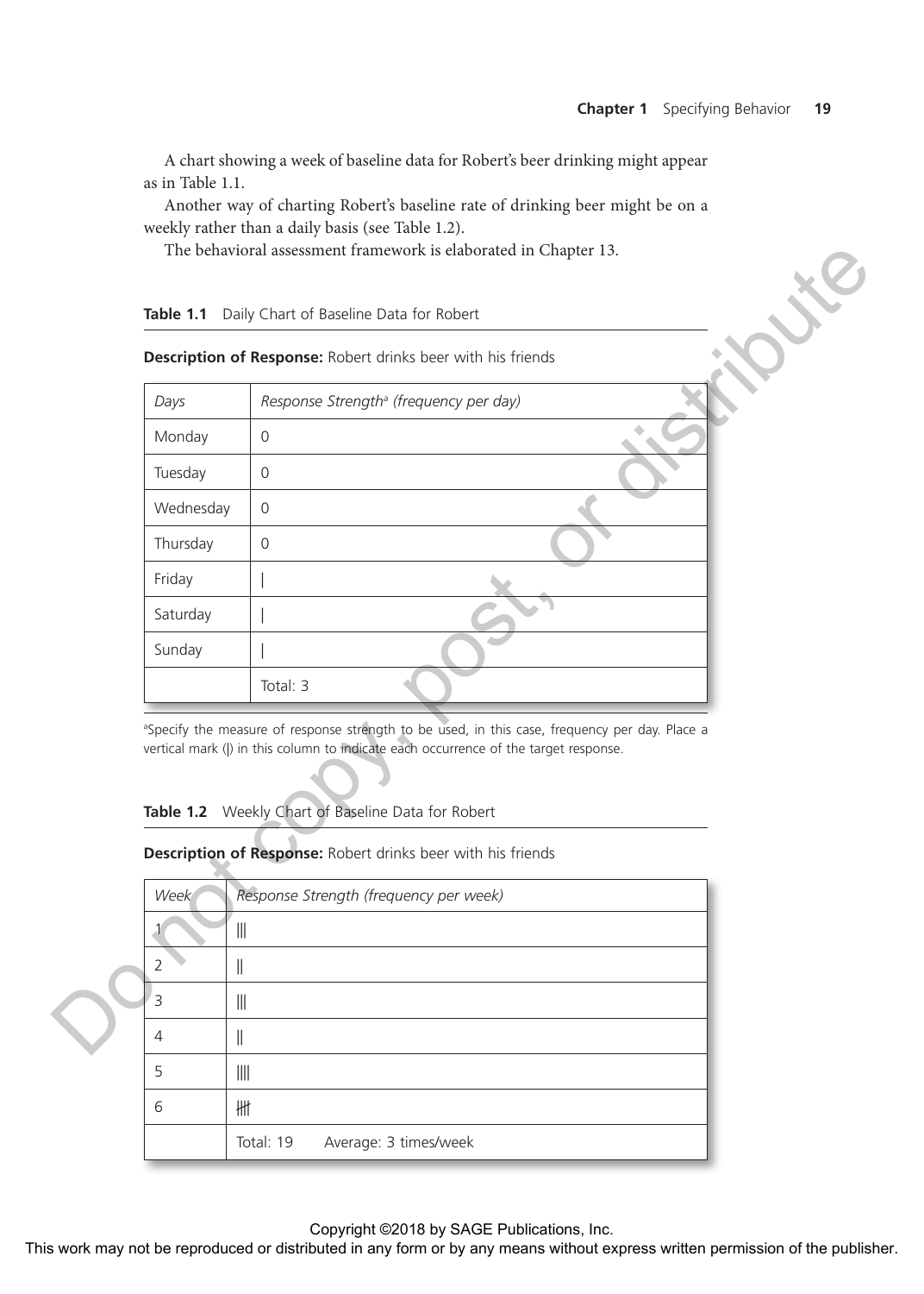A chart showing a week of baseline data for Robert's beer drinking might appear as in Table 1.1.

Another way of charting Robert's baseline rate of drinking beer might be on a weekly rather than a daily basis (see Table 1.2).

The behavioral assessment framework is elaborated in Chapter 13.

**Table 1.1** Daily Chart of Baseline Data for Robert

**Description of Response:** Robert drinks beer with his friends

| *Days* | *Response Strength[a] (frequency per day)* |
|---|---|
| Monday | 0 |
| Tuesday | 0 |
| Wednesday | 0 |
| Thursday | 0 |
| Friday | \| |
| Saturday | \| |
| Sunday | \| |
| | Total: 3 |

[a]Specify the measure of response strength to be used, in this case, frequency per day. Place a vertical mark (|) in this column to indicate each occurrence of the target response.

**Table 1.2** Weekly Chart of Baseline Data for Robert

**Description of Response:** Robert drinks beer with his friends

| *Week* | *Response Strength (frequency per week)* |
|---|---|
| 1 | \|\|\| |
| 2 | \|\| |
| 3 | \|\|\| |
| 4 | \|\| |
| 5 | \|\|\|\| |
| 6 | ~~\|\|\|\|~~ |
| | Total: 19 Average: 3 times/week |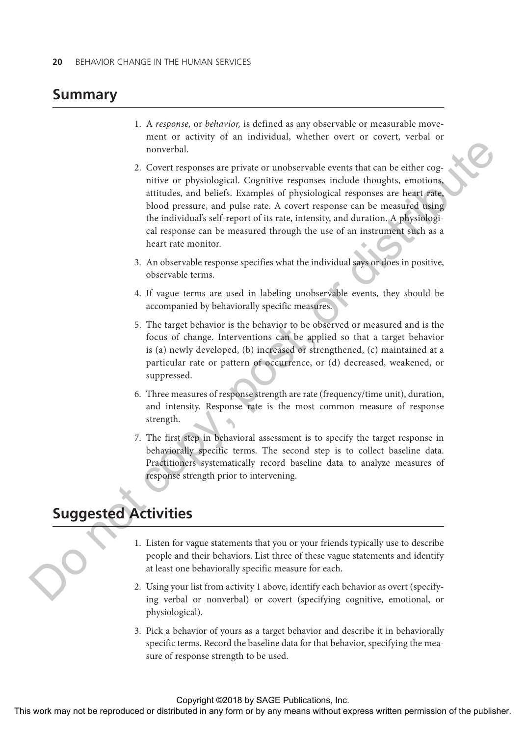## Summary

1. A *response,* or *behavior,* is defined as any observable or measurable movement or activity of an individual, whether overt or covert, verbal or nonverbal.

2. Covert responses are private or unobservable events that can be either cognitive or physiological. Cognitive responses include thoughts, emotions, attitudes, and beliefs. Examples of physiological responses are heart rate, blood pressure, and pulse rate. A covert response can be measured using the individual's self-report of its rate, intensity, and duration. A physiological response can be measured through the use of an instrument such as a heart rate monitor.

3. An observable response specifies what the individual says or does in positive, observable terms.

4. If vague terms are used in labeling unobservable events, they should be accompanied by behaviorally specific measures.

5. The target behavior is the behavior to be observed or measured and is the focus of change. Interventions can be applied so that a target behavior is (a) newly developed, (b) increased or strengthened, (c) maintained at a particular rate or pattern of occurrence, or (d) decreased, weakened, or suppressed.

6. Three measures of response strength are rate (frequency/time unit), duration, and intensity. Response rate is the most common measure of response strength.

7. The first step in behavioral assessment is to specify the target response in behaviorally specific terms. The second step is to collect baseline data. Practitioners systematically record baseline data to analyze measures of response strength prior to intervening.

## Suggested Activities

1. Listen for vague statements that you or your friends typically use to describe people and their behaviors. List three of these vague statements and identify at least one behaviorally specific measure for each.

2. Using your list from activity 1 above, identify each behavior as overt (specifying verbal or nonverbal) or covert (specifying cognitive, emotional, or physiological).

3. Pick a behavior of yours as a target behavior and describe it in behaviorally specific terms. Record the baseline data for that behavior, specifying the measure of response strength to be used.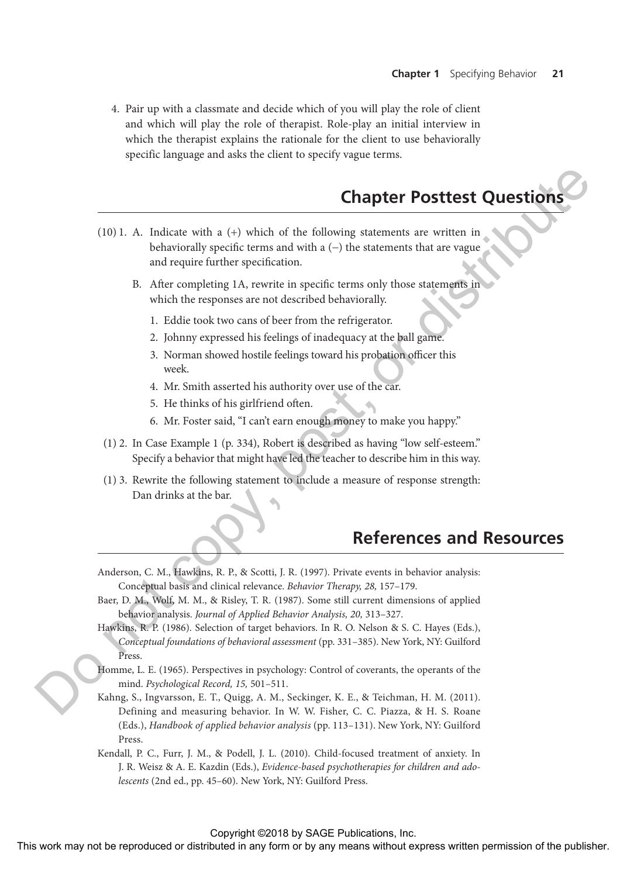4. Pair up with a classmate and decide which of you will play the role of client and which will play the role of therapist. Role-play an initial interview in which the therapist explains the rationale for the client to use behaviorally specific language and asks the client to specify vague terms.

## Chapter Posttest Questions

(10) 1. A. Indicate with a (+) which of the following statements are written in behaviorally specific terms and with a (−) the statements that are vague and require further specification.

B. After completing 1A, rewrite in specific terms only those statements in which the responses are not described behaviorally.

1. Eddie took two cans of beer from the refrigerator.
2. Johnny expressed his feelings of inadequacy at the ball game.
3. Norman showed hostile feelings toward his probation officer this week.
4. Mr. Smith asserted his authority over use of the car.
5. He thinks of his girlfriend often.
6. Mr. Foster said, "I can't earn enough money to make you happy."

(1) 2. In Case Example 1 (p. 334), Robert is described as having "low self-esteem." Specify a behavior that might have led the teacher to describe him in this way.

(1) 3. Rewrite the following statement to include a measure of response strength: Dan drinks at the bar.

## References and Resources

Anderson, C. M., Hawkins, R. P., & Scotti, J. R. (1997). Private events in behavior analysis: Conceptual basis and clinical relevance. *Behavior Therapy, 28,* 157–179.

Baer, D. M., Wolf, M. M., & Risley, T. R. (1987). Some still current dimensions of applied behavior analysis. *Journal of Applied Behavior Analysis, 20,* 313–327.

Hawkins, R. P. (1986). Selection of target behaviors. In R. O. Nelson & S. C. Hayes (Eds.), *Conceptual foundations of behavioral assessment* (pp. 331–385). New York, NY: Guilford Press.

Homme, L. E. (1965). Perspectives in psychology: Control of coverants, the operants of the mind. *Psychological Record, 15,* 501–511.

Kahng, S., Ingvarsson, E. T., Quigg, A. M., Seckinger, K. E., & Teichman, H. M. (2011). Defining and measuring behavior. In W. W. Fisher, C. C. Piazza, & H. S. Roane (Eds.), *Handbook of applied behavior analysis* (pp. 113–131). New York, NY: Guilford Press.

Kendall, P. C., Furr, J. M., & Podell, J. L. (2010). Child-focused treatment of anxiety. In J. R. Weisz & A. E. Kazdin (Eds.), *Evidence-based psychotherapies for children and adolescents* (2nd ed., pp. 45–60). New York, NY: Guilford Press.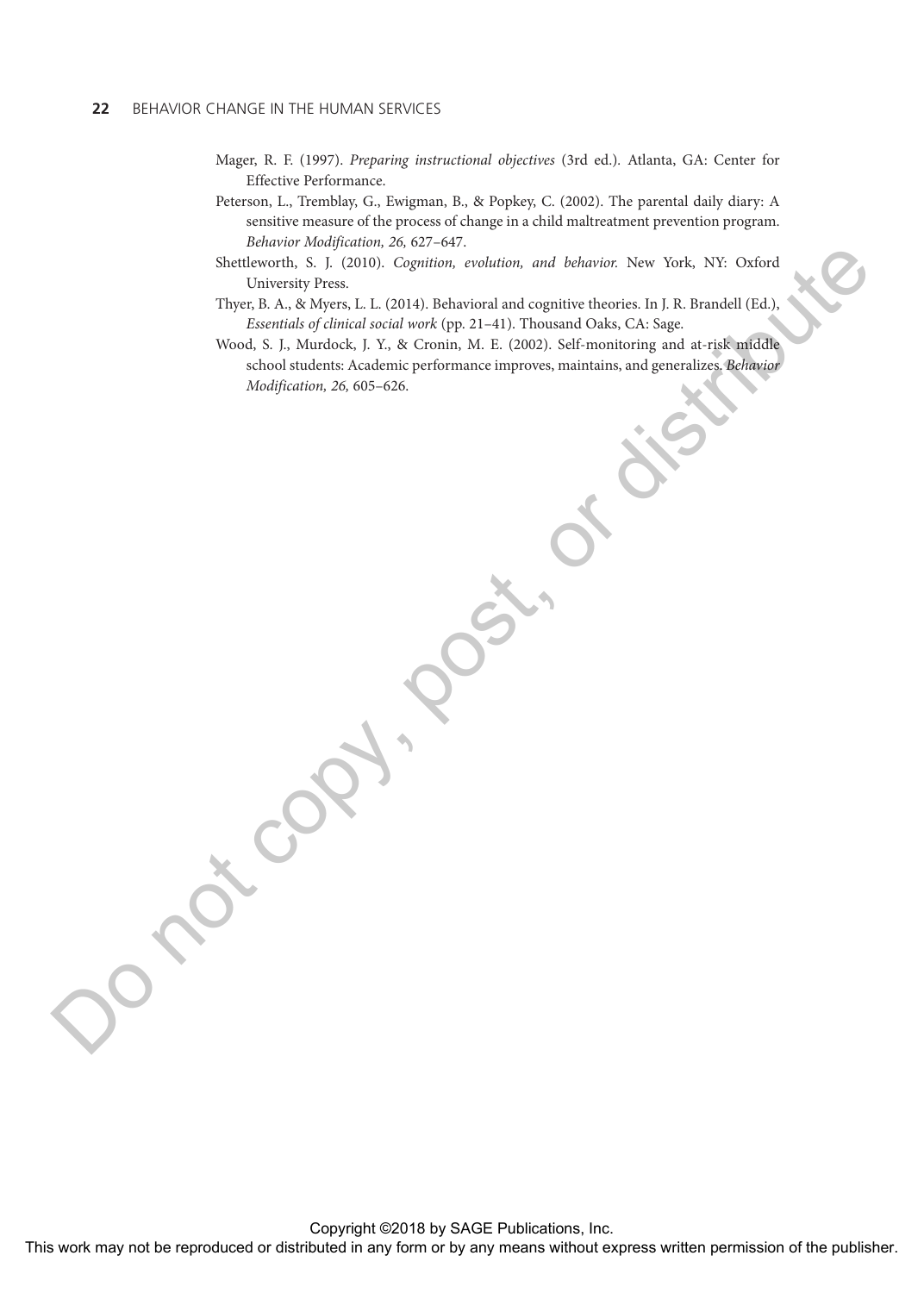Mager, R. F. (1997). *Preparing instructional objectives* (3rd ed.). Atlanta, GA: Center for Effective Performance.

Peterson, L., Tremblay, G., Ewigman, B., & Popkey, C. (2002). The parental daily diary: A sensitive measure of the process of change in a child maltreatment prevention program. *Behavior Modification, 26,* 627–647.

Shettleworth, S. J. (2010). *Cognition, evolution, and behavior.* New York, NY: Oxford University Press.

Thyer, B. A., & Myers, L. L. (2014). Behavioral and cognitive theories. In J. R. Brandell (Ed.), *Essentials of clinical social work* (pp. 21–41). Thousand Oaks, CA: Sage.

Wood, S. J., Murdock, J. Y., & Cronin, M. E. (2002). Self-monitoring and at-risk middle school students: Academic performance improves, maintains, and generalizes. *Behavior Modification, 26,* 605–626.